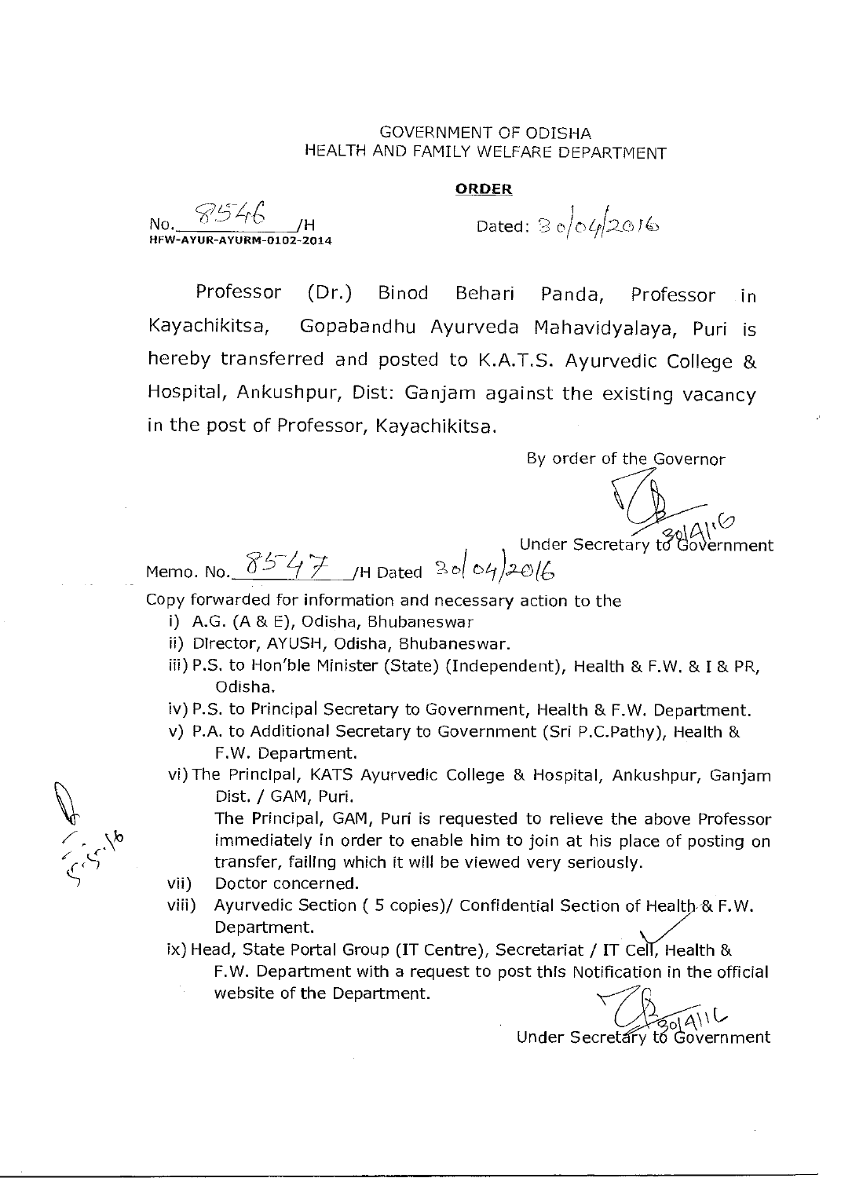GOVERNMENT OF ODISHA
HEALTH AND FAMILY WELFARE DEPARTMENT

**ORDER**

No. 8546 /H
HFW-AYUR-AYURM-0102-2014

Dated: 30/04/2016

Professor (Dr.) Binod Behari Panda, Professor in Kayachikitsa, Gopabandhu Ayurveda Mahavidyalaya, Puri is hereby transferred and posted to K.A.T.S. Ayurvedic College & Hospital, Ankushpur, Dist: Ganjam against the existing vacancy in the post of Professor, Kayachikitsa.

By order of the Governor

30/4/16
Under Secretary to Government

Memo. No. 8547 /H Dated 30/04/2016

Copy forwarded for information and necessary action to the

i) A.G. (A & E), Odisha, Bhubaneswar
ii) Director, AYUSH, Odisha, Bhubaneswar.
iii) P.S. to Hon'ble Minister (State) (Independent), Health & F.W. & I & PR, Odisha.
iv) P.S. to Principal Secretary to Government, Health & F.W. Department.
v) P.A. to Additional Secretary to Government (Sri P.C.Pathy), Health & F.W. Department.
vi) The Principal, KATS Ayurvedic College & Hospital, Ankushpur, Ganjam Dist. / GAM, Puri.
    The Principal, GAM, Puri is requested to relieve the above Professor immediately in order to enable him to join at his place of posting on transfer, failing which it will be viewed very seriously.
vii) Doctor concerned.
viii) Ayurvedic Section ( 5 copies)/ Confidential Section of Health & F.W. Department.
ix) Head, State Portal Group (IT Centre), Secretariat / IT Cell, Health & F.W. Department with a request to post this Notification in the official website of the Department.

30/4/16
Under Secretary to Government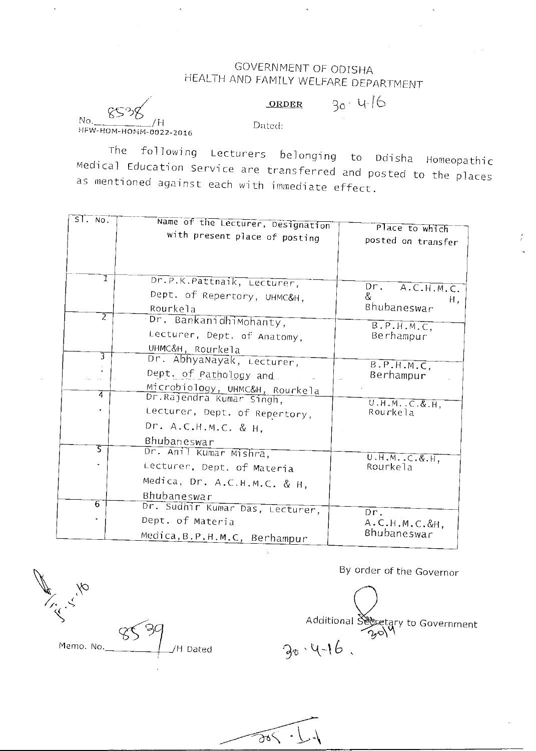# GOVERNMENT OF ODISHA
## HEALTH AND FAMILY WELFARE DEPARTMENT

**ORDER**

No. 8538/H
HFW-HOM-HOMM-0022-2016

Dated: 30.4.16

The following Lecturers belonging to Odisha Homeopathic Medical Education Service are transferred and posted to the places as mentioned against each with immediate effect.

| Sl. No. | Name of the Lecturer, Designation with present place of posting | Place to which posted on transfer |
|---|---|---|
| 1 | Dr.P.K.Pattnaik, Lecturer, Dept. of Repertory, UHMC&H, Rourkela | Dr. A.C.H.M.C. & H, Bhubaneswar |
| 2 | Dr. BankanidhiMohanty, Lecturer, Dept. of Anatomy, UHMC&H, Rourkela | B.P.H.M.C, Berhampur |
| 3 | Dr. AbhyaNayak, Lecturer, Dept. of Pathology and Microbiology, UHMC&H, Rourkela | B.P.H.M.C, Berhampur |
| 4 | Dr.Rajendra Kumar Singh, Lecturer, Dept. of Repertory, Dr. A.C.H.M.C. & H, Bhubaneswar | U.H.M..C.&.H, Rourkela |
| 5 | Dr. Anil Kumar Mishra, Lecturer, Dept. of Materia Medica, Dr. A.C.H.M.C. & H, Bhubaneswar | U.H.M..C.&.H, Rourkela |
| 6 | Dr. Sudhir Kumar Das, Lecturer, Dept. of Materia Medica,B.P.H.M.C, Berhampur | Dr. A.C.H.M.C.&H, Bhubaneswar |

By order of the Governor

Additional Secretary to Government
30.4.16.

Memo. No. 8539/H Dated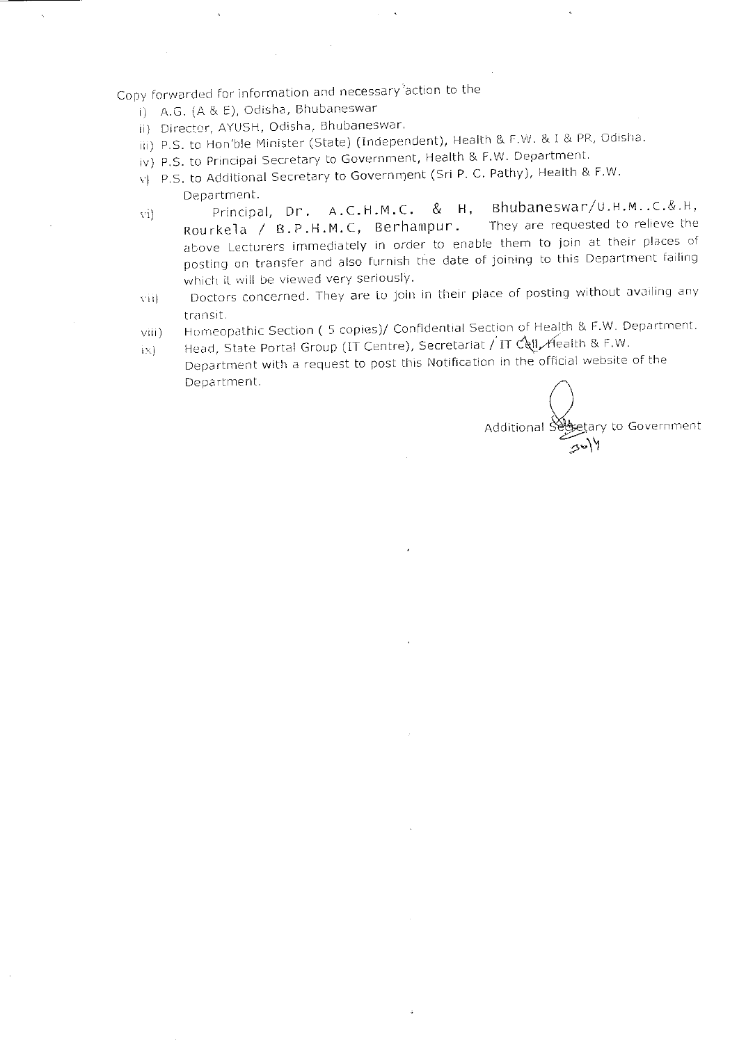Copy forwarded for information and necessary action to the

i) A.G. (A & E), Odisha, Bhubaneswar

ii) Director, AYUSH, Odisha, Bhubaneswar.

iii) P.S. to Hon'ble Minister (State) (Independent), Health & F.W. & I & PR, Odisha.

iv) P.S. to Principal Secretary to Government, Health & F.W. Department.

v) P.S. to Additional Secretary to Government (Sri P. C. Pathy), Health & F.W. Department.

vi) Principal, Dr. A.C.H.M.C. & H, Bhubaneswar/U.H.M..C.&.H, Rourkela / B.P.H.M.C, Berhampur. They are requested to relieve the above Lecturers immediately in order to enable them to join at their places of posting on transfer and also furnish the date of joining to this Department failing which it will be viewed very seriously.

vii) Doctors concerned. They are to join in their place of posting without availing any transit.

viii) Homeopathic Section ( 5 copies)/ Confidential Section of Health & F.W. Department.

ix) Head, State Portal Group (IT Centre), Secretariat / IT Cell, Health & F.W. Department with a request to post this Notification in the official website of the Department.

Additional Secretary to Government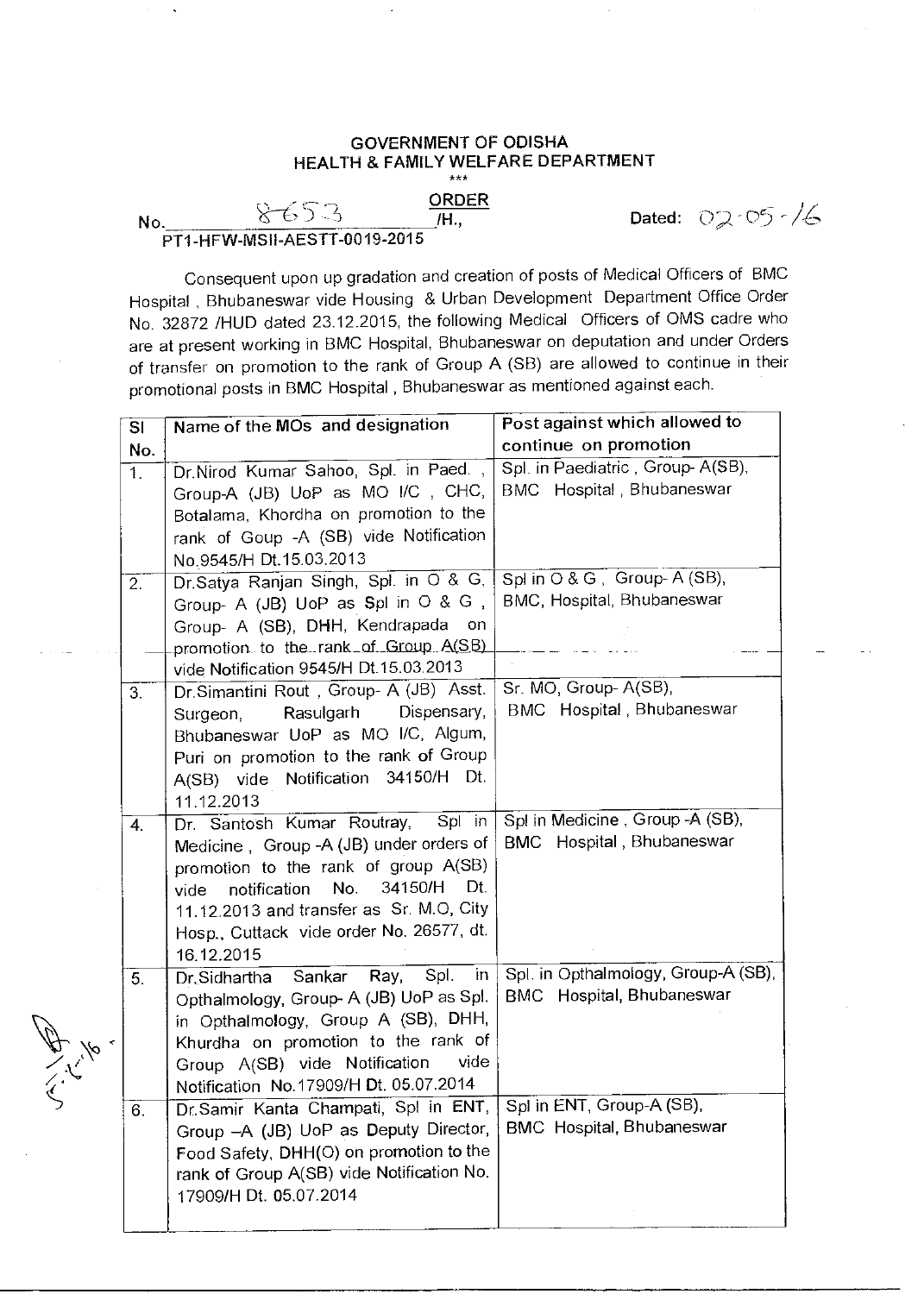**GOVERNMENT OF ODISHA**
**HEALTH & FAMILY WELFARE DEPARTMENT**

\*\*\*

**ORDER**

No. 8653 /H., PT1-HFW-MSII-AESTT-0019-2015 Dated: 02-05-16

Consequent upon up gradation and creation of posts of Medical Officers of BMC Hospital , Bhubaneswar vide Housing & Urban Development Department Office Order No. 32872 /HUD dated 23.12.2015, the following Medical Officers of OMS cadre who are at present working in BMC Hospital, Bhubaneswar on deputation and under Orders of transfer on promotion to the rank of Group A (SB) are allowed to continue in their promotional posts in BMC Hospital , Bhubaneswar as mentioned against each.

| Sl No. | Name of the MOs and designation | Post against which allowed to continue on promotion |
|---|---|---|
| 1. | Dr.Nirod Kumar Sahoo, Spl. in Paed. , Group-A (JB) UoP as MO I/C , CHC, Botalama, Khordha on promotion to the rank of Goup -A (SB) vide Notification No.9545/H Dt.15.03.2013 | Spl. in Paediatric , Group- A(SB), BMC Hospital , Bhubaneswar |
| 2. | Dr.Satya Ranjan Singh, Spl. in O & G, Group- A (JB) UoP as Spl in O & G , Group- A (SB), DHH, Kendrapada on promotion to the rank of Group A(SB) vide Notification 9545/H Dt.15.03.2013 | Spl in O & G , Group- A (SB), BMC, Hospital, Bhubaneswar |
| 3. | Dr.Simantini Rout , Group- A (JB) Asst. Surgeon, Rasulgarh Dispensary, Bhubaneswar UoP as MO I/C, Algum, Puri on promotion to the rank of Group A(SB) vide Notification 34150/H Dt. 11.12.2013 | Sr. MO, Group- A(SB), BMC Hospital , Bhubaneswar |
| 4. | Dr. Santosh Kumar Routray, Spl in Medicine , Group -A (JB) under orders of promotion to the rank of group A(SB) vide notification No. 34150/H Dt. 11.12.2013 and transfer as Sr. M.O, City Hosp., Cuttack vide order No. 26577, dt. 16.12.2015 | Spl in Medicine , Group -A (SB), BMC Hospital , Bhubaneswar |
| 5. | Dr.Sidhartha Sankar Ray, Spl. in Opthalmology, Group- A (JB) UoP as Spl. in Opthalmology, Group A (SB), DHH, Khurdha on promotion to the rank of Group A(SB) vide Notification vide Notification No.17909/H Dt. 05.07.2014 | Spl. in Opthalmology, Group-A (SB), BMC Hospital, Bhubaneswar |
| 6. | Dr.Samir Kanta Champati, Spl in ENT, Group –A (JB) UoP as Deputy Director, Food Safety, DHH(O) on promotion to the rank of Group A(SB) vide Notification No. 17909/H Dt. 05.07.2014 | Spl in ENT, Group-A (SB), BMC Hospital, Bhubaneswar |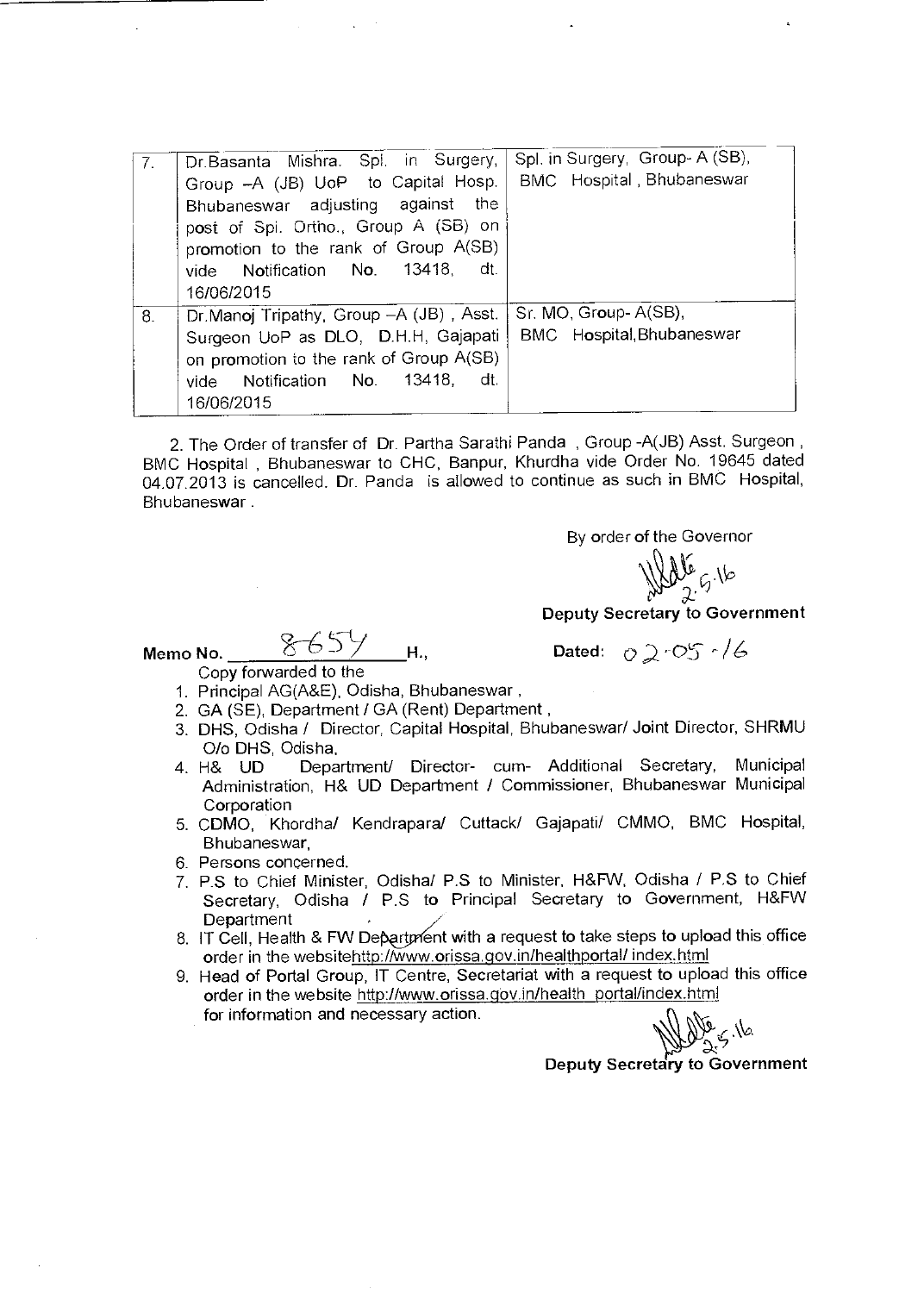| | | |
|---|---|---|
| 7. | Dr.Basanta Mishra. Spl. in Surgery, Group –A (JB) UoP to Capital Hosp. Bhubaneswar adjusting against the post of Spl. Ortho., Group A (SB) on promotion to the rank of Group A(SB) vide Notification No. 13418, dt. 16/06/2015 | Spl. in Surgery, Group- A (SB), BMC Hospital , Bhubaneswar |
| 8. | Dr.Manoj Tripathy, Group –A (JB) , Asst. Surgeon UoP as DLO, D.H.H, Gajapati on promotion to the rank of Group A(SB) vide Notification No. 13418, dt. 16/06/2015 | Sr. MO, Group- A(SB), BMC Hospital,Bhubaneswar |

2. The Order of transfer of Dr. Partha Sarathi Panda , Group -A(JB) Asst. Surgeon , BMC Hospital , Bhubaneswar to CHC, Banpur, Khurdha vide Order No. 19645 dated 04.07.2013 is cancelled. Dr. Panda is allowed to continue as such in BMC Hospital, Bhubaneswar .

By order of the Governor

2.5.16

**Deputy Secretary to Government**

**Memo No.** 8654 **H.,** **Dated:** 02.05.16

Copy forwarded to the

1. Principal AG(A&E), Odisha, Bhubaneswar ,
2. GA (SE), Department / GA (Rent) Department ,
3. DHS, Odisha / Director, Capital Hospital, Bhubaneswar/ Joint Director, SHRMU O/o DHS, Odisha,
4. H& UD Department/ Director- cum- Additional Secretary, Municipal Administration, H& UD Department / Commissioner, Bhubaneswar Municipal Corporation
5. CDMO, Khordha/ Kendrapara/ Cuttack/ Gajapati/ CMMO, BMC Hospital, Bhubaneswar,
6. Persons concerned.
7. P.S to Chief Minister, Odisha/ P.S to Minister, H&FW, Odisha / P.S to Chief Secretary, Odisha / P.S to Principal Secretary to Government, H&FW Department
8. IT Cell, Health & FW Department with a request to take steps to upload this office order in the websitehttp://www.orissa.gov.in/healthportal/ index.html
9. Head of Portal Group, IT Centre, Secretariat with a request to upload this office order in the website http://www.orissa.gov.in/health_portal/index.html for information and necessary action.

2.5.16

**Deputy Secretary to Government**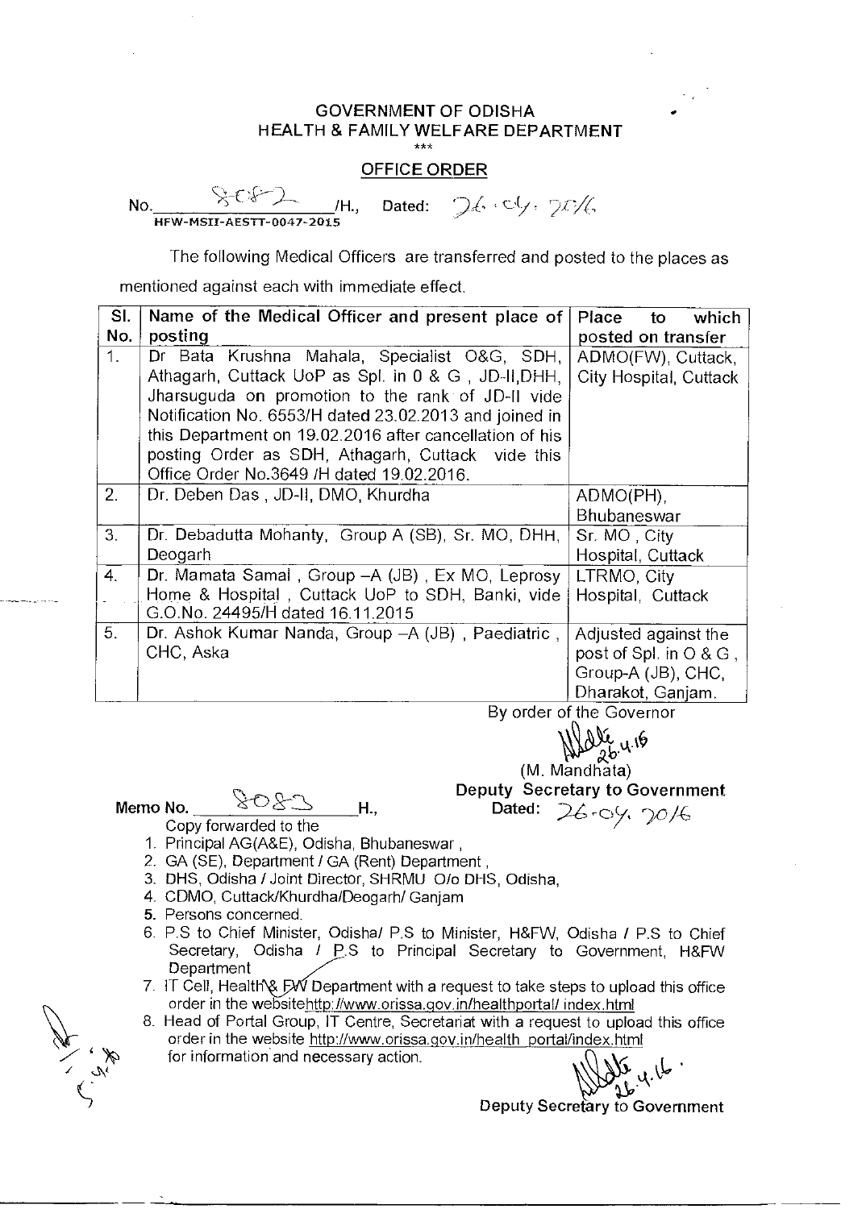GOVERNMENT OF ODISHA
HEALTH & FAMILY WELFARE DEPARTMENT

\*\*\*

**OFFICE ORDER**

No. 8082 /H., Dated: 26.04.2016
HFW-MSII-AESTT-0047-2015

The following Medical Officers are transferred and posted to the places as mentioned against each with immediate effect.

| Sl. No. | Name of the Medical Officer and present place of posting | Place to which posted on transfer |
|---|---|---|
| 1. | Dr Bata Krushna Mahala, Specialist O&G, SDH, Athagarh, Cuttack UoP as Spl. in 0 & G , JD-II,DHH, Jharsuguda on promotion to the rank of JD-II vide Notification No. 6553/H dated 23.02.2013 and joined in this Department on 19.02.2016 after cancellation of his posting Order as SDH, Athagarh, Cuttack vide this Office Order No.3649 /H dated 19.02.2016. | ADMO(FW), Cuttack, City Hospital, Cuttack |
| 2. | Dr. Deben Das , JD-II, DMO, Khurdha | ADMO(PH), Bhubaneswar |
| 3. | Dr. Debadutta Mohanty, Group A (SB), Sr. MO, DHH, Deogarh | Sr. MO , City Hospital, Cuttack |
| 4. | Dr. Mamata Samal , Group –A (JB) , Ex MO, Leprosy Home & Hospital , Cuttack UoP to SDH, Banki, vide G.O.No. 24495/H dated 16.11.2015 | LTRMO, City Hospital, Cuttack |
| 5. | Dr. Ashok Kumar Nanda, Group –A (JB) , Paediatric , CHC, Aska | Adjusted against the post of Spl. in O & G , Group-A (JB), CHC, Dharakot, Ganjam. |

By order of the Governor

(M. Mandhata)
Deputy Secretary to Government

Memo No. 8083 H., Dated: 26-04. 2016

Copy forwarded to the

1. Principal AG(A&E), Odisha, Bhubaneswar ,
2. GA (SE), Department / GA (Rent) Department ,
3. DHS, Odisha / Joint Director, SHRMU O/o DHS, Odisha,
4. CDMO, Cuttack/Khurdha/Deogarh/ Ganjam
5. Persons concerned.
6. P.S to Chief Minister, Odisha/ P.S to Minister, H&FW, Odisha / P.S to Chief Secretary, Odisha / P.S to Principal Secretary to Government, H&FW Department
7. IT Cell, Health & FW Department with a request to take steps to upload this office order in the websitehttp://www.orissa.gov.in/healthportal/ index.html
8. Head of Portal Group, IT Centre, Secretariat with a request to upload this office order in the website http://www.orissa.gov.in/health portal/index.html

for information and necessary action.

Deputy Secretary to Government